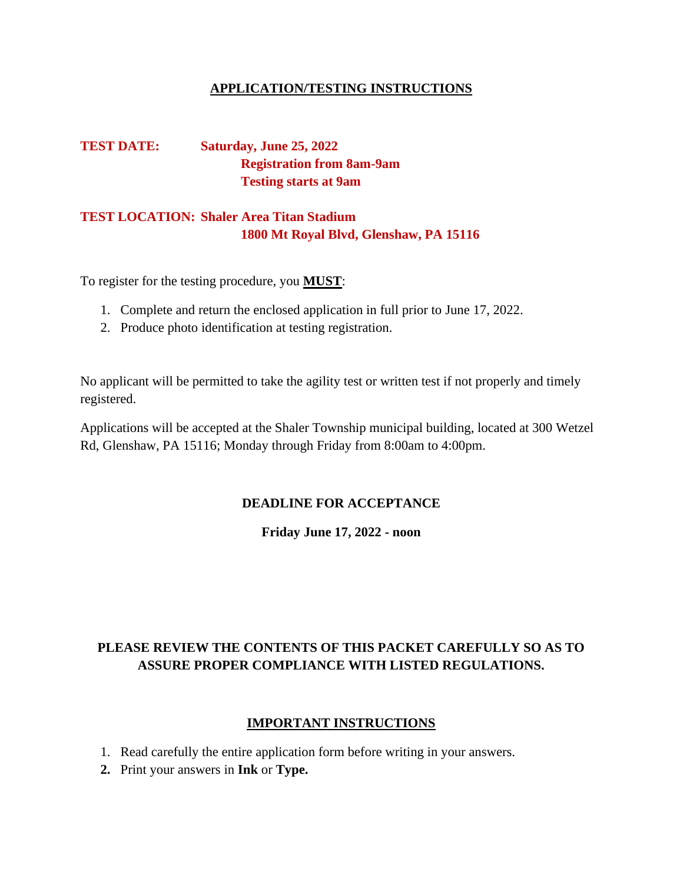## APPLICATION/TESTING INSTRUCTIONS

**TEST DATE:** **Saturday, June 25, 2022**
**Registration from 8am-9am**
**Testing starts at 9am**

**TEST LOCATION:** **Shaler Area Titan Stadium**
**1800 Mt Royal Blvd, Glenshaw, PA 15116**

To register for the testing procedure, you **MUST**:

1. Complete and return the enclosed application in full prior to June 17, 2022.
2. Produce photo identification at testing registration.

No applicant will be permitted to take the agility test or written test if not properly and timely registered.

Applications will be accepted at the Shaler Township municipal building, located at 300 Wetzel Rd, Glenshaw, PA 15116; Monday through Friday from 8:00am to 4:00pm.

**DEADLINE FOR ACCEPTANCE**

**Friday June 17, 2022 - noon**

**PLEASE REVIEW THE CONTENTS OF THIS PACKET CAREFULLY SO AS TO ASSURE PROPER COMPLIANCE WITH LISTED REGULATIONS.**

## IMPORTANT INSTRUCTIONS

1. Read carefully the entire application form before writing in your answers.
2. Print your answers in **Ink** or **Type.**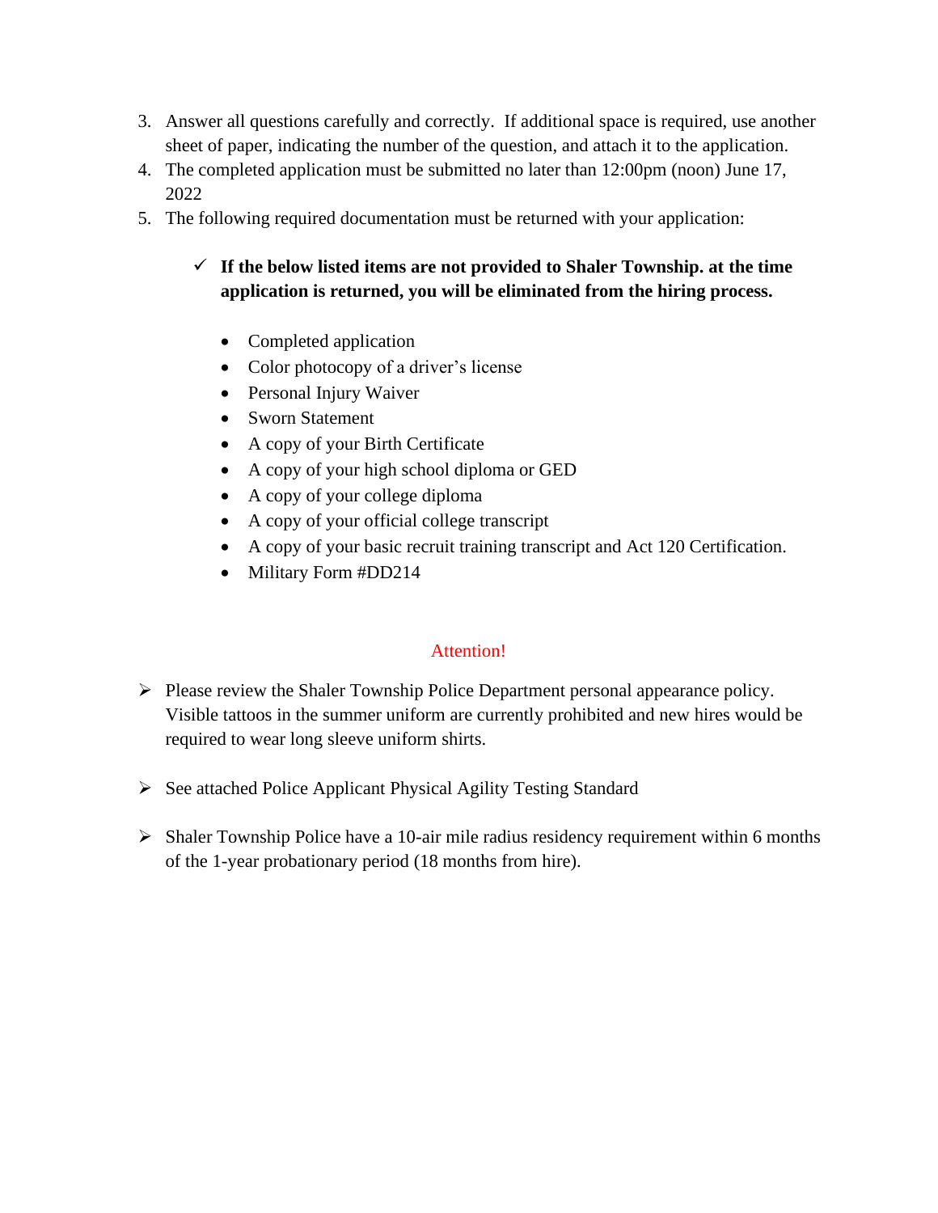3. Answer all questions carefully and correctly. If additional space is required, use another sheet of paper, indicating the number of the question, and attach it to the application.
4. The completed application must be submitted no later than 12:00pm (noon) June 17, 2022
5. The following required documentation must be returned with your application:

   ✓ **If the below listed items are not provided to Shaler Township. at the time application is returned, you will be eliminated from the hiring process.**

   - Completed application
   - Color photocopy of a driver's license
   - Personal Injury Waiver
   - Sworn Statement
   - A copy of your Birth Certificate
   - A copy of your high school diploma or GED
   - A copy of your college diploma
   - A copy of your official college transcript
   - A copy of your basic recruit training transcript and Act 120 Certification.
   - Military Form #DD214

Attention!

- Please review the Shaler Township Police Department personal appearance policy. Visible tattoos in the summer uniform are currently prohibited and new hires would be required to wear long sleeve uniform shirts.
- See attached Police Applicant Physical Agility Testing Standard
- Shaler Township Police have a 10-air mile radius residency requirement within 6 months of the 1-year probationary period (18 months from hire).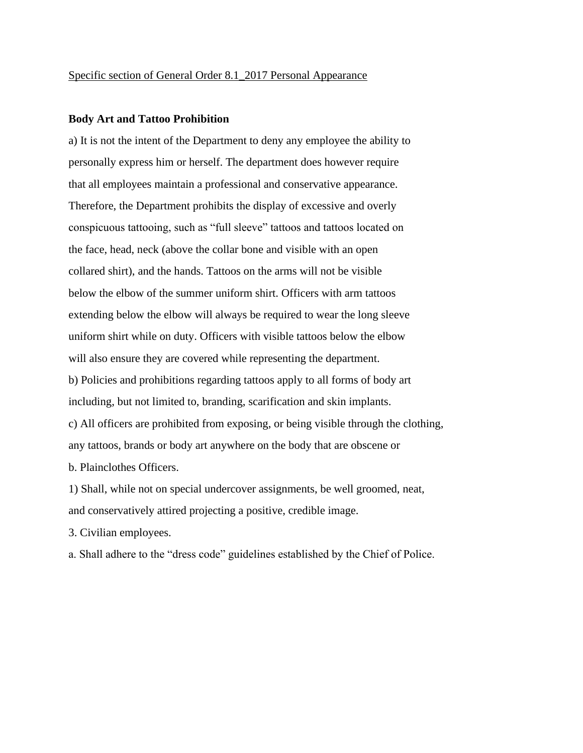<u>Specific section of General Order 8.1_2017 Personal Appearance</u>

**Body Art and Tattoo Prohibition**

a) It is not the intent of the Department to deny any employee the ability to personally express him or herself. The department does however require that all employees maintain a professional and conservative appearance. Therefore, the Department prohibits the display of excessive and overly conspicuous tattooing, such as "full sleeve" tattoos and tattoos located on the face, head, neck (above the collar bone and visible with an open collared shirt), and the hands. Tattoos on the arms will not be visible below the elbow of the summer uniform shirt. Officers with arm tattoos extending below the elbow will always be required to wear the long sleeve uniform shirt while on duty. Officers with visible tattoos below the elbow will also ensure they are covered while representing the department.

b) Policies and prohibitions regarding tattoos apply to all forms of body art including, but not limited to, branding, scarification and skin implants.

c) All officers are prohibited from exposing, or being visible through the clothing, any tattoos, brands or body art anywhere on the body that are obscene or

b. Plainclothes Officers.

1) Shall, while not on special undercover assignments, be well groomed, neat, and conservatively attired projecting a positive, credible image.

3. Civilian employees.

a. Shall adhere to the "dress code" guidelines established by the Chief of Police.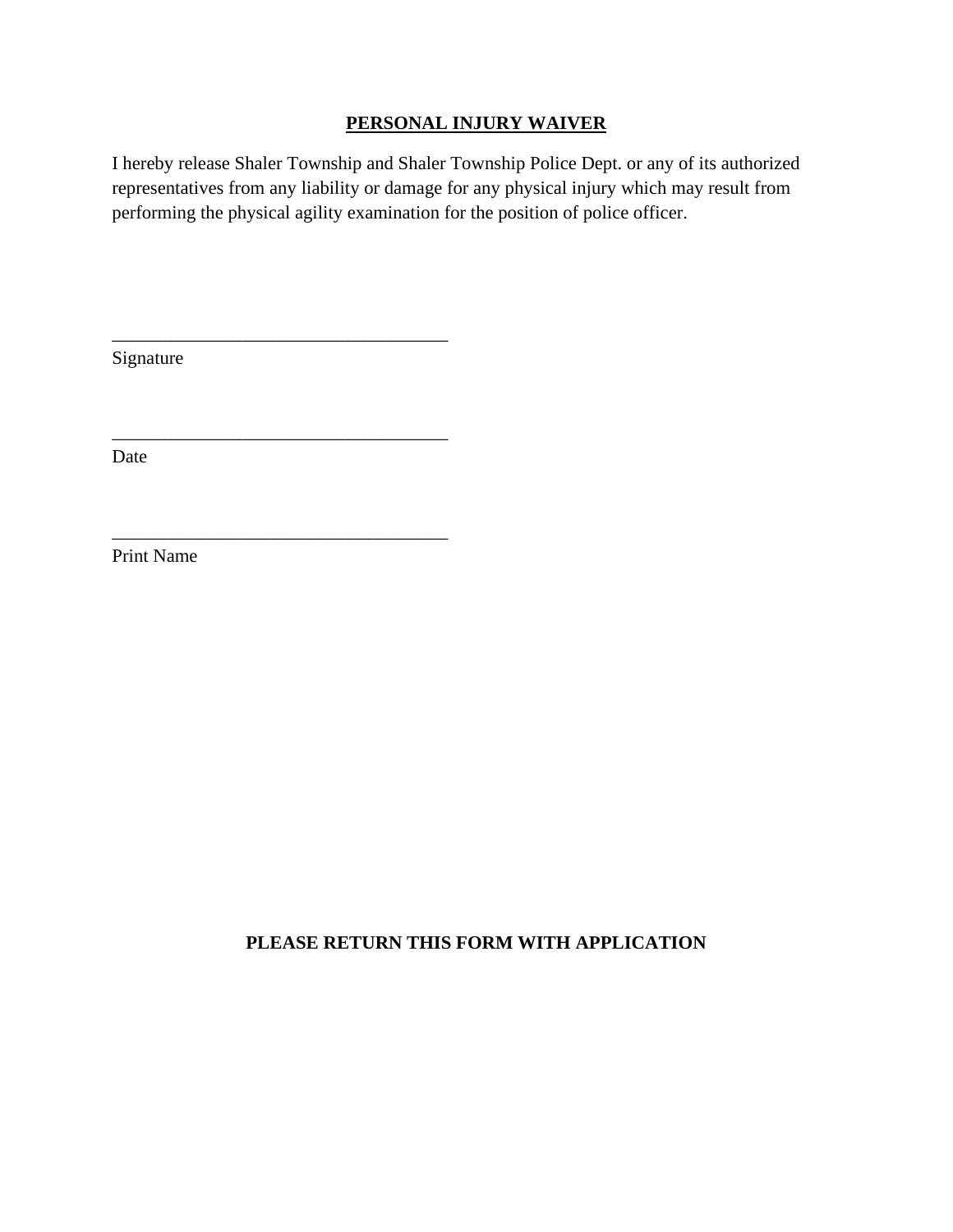**PERSONAL INJURY WAIVER**

I hereby release Shaler Township and Shaler Township Police Dept. or any of its authorized representatives from any liability or damage for any physical injury which may result from performing the physical agility examination for the position of police officer.

_____________________________________
Signature

_____________________________________
Date

_____________________________________
Print Name

**PLEASE RETURN THIS FORM WITH APPLICATION**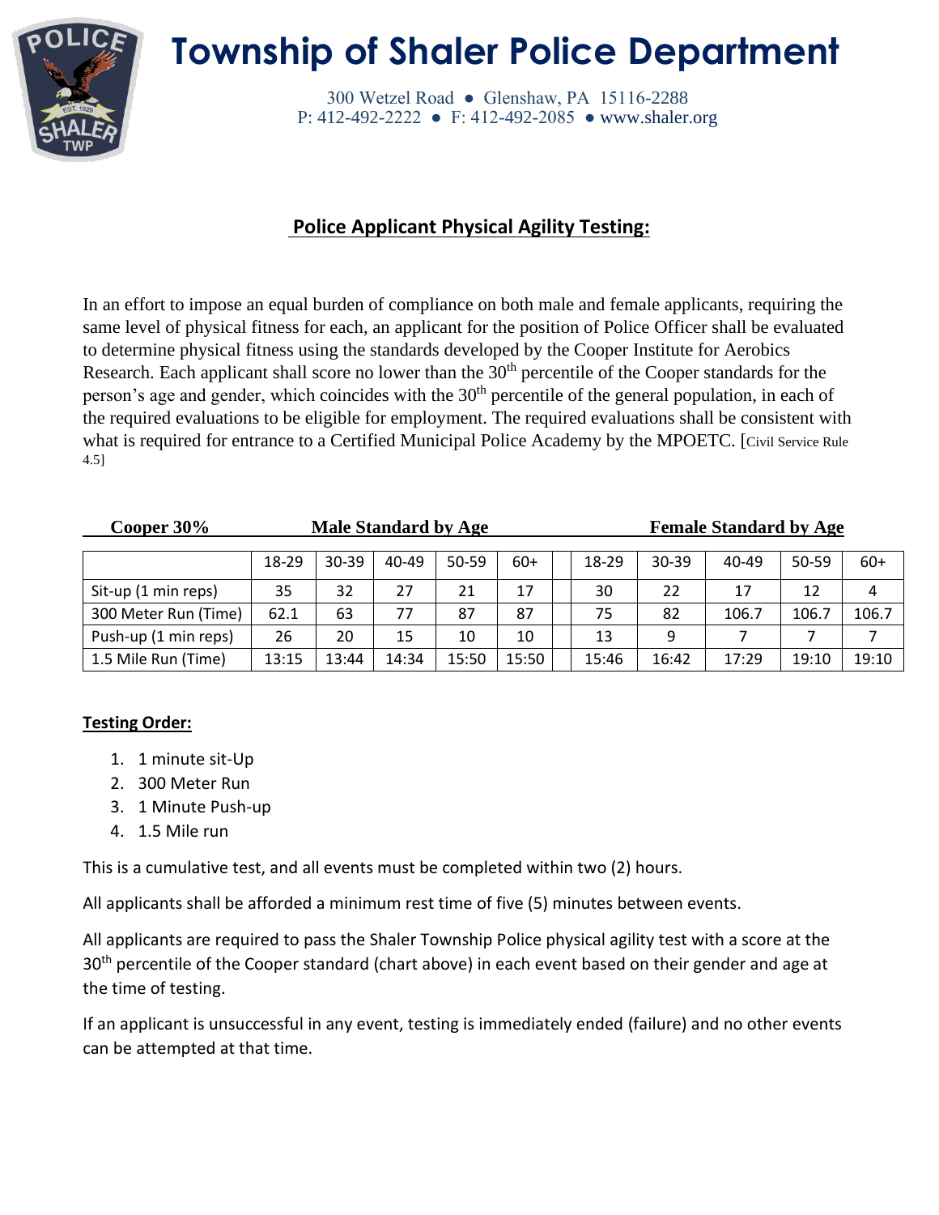# Township of Shaler Police Department

300 Wetzel Road ● Glenshaw, PA 15116-2288
P: 412-492-2222 ● F: 412-492-2085 ● www.shaler.org

## Police Applicant Physical Agility Testing:

In an effort to impose an equal burden of compliance on both male and female applicants, requiring the same level of physical fitness for each, an applicant for the position of Police Officer shall be evaluated to determine physical fitness using the standards developed by the Cooper Institute for Aerobics Research. Each applicant shall score no lower than the 30th percentile of the Cooper standards for the person's age and gender, which coincides with the 30th percentile of the general population, in each of the required evaluations to be eligible for employment. The required evaluations shall be consistent with what is required for entrance to a Certified Municipal Police Academy by the MPOETC. [Civil Service Rule 4.5]

| **Cooper 30%** | **Male Standard by Age** | | | | | | **Female Standard by Age** | | | | |
|---|---|---|---|---|---|---|---|---|---|---|---|
| | 18-29 | 30-39 | 40-49 | 50-59 | 60+ | | 18-29 | 30-39 | 40-49 | 50-59 | 60+ |
| Sit-up (1 min reps) | 35 | 32 | 27 | 21 | 17 | | 30 | 22 | 17 | 12 | 4 |
| 300 Meter Run (Time) | 62.1 | 63 | 77 | 87 | 87 | | 75 | 82 | 106.7 | 106.7 | 106.7 |
| Push-up (1 min reps) | 26 | 20 | 15 | 10 | 10 | | 13 | 9 | 7 | 7 | 7 |
| 1.5 Mile Run (Time) | 13:15 | 13:44 | 14:34 | 15:50 | 15:50 | | 15:46 | 16:42 | 17:29 | 19:10 | 19:10 |

**Testing Order:**

1. 1 minute sit-Up
2. 300 Meter Run
3. 1 Minute Push-up
4. 1.5 Mile run

This is a cumulative test, and all events must be completed within two (2) hours.

All applicants shall be afforded a minimum rest time of five (5) minutes between events.

All applicants are required to pass the Shaler Township Police physical agility test with a score at the 30th percentile of the Cooper standard (chart above) in each event based on their gender and age at the time of testing.

If an applicant is unsuccessful in any event, testing is immediately ended (failure) and no other events can be attempted at that time.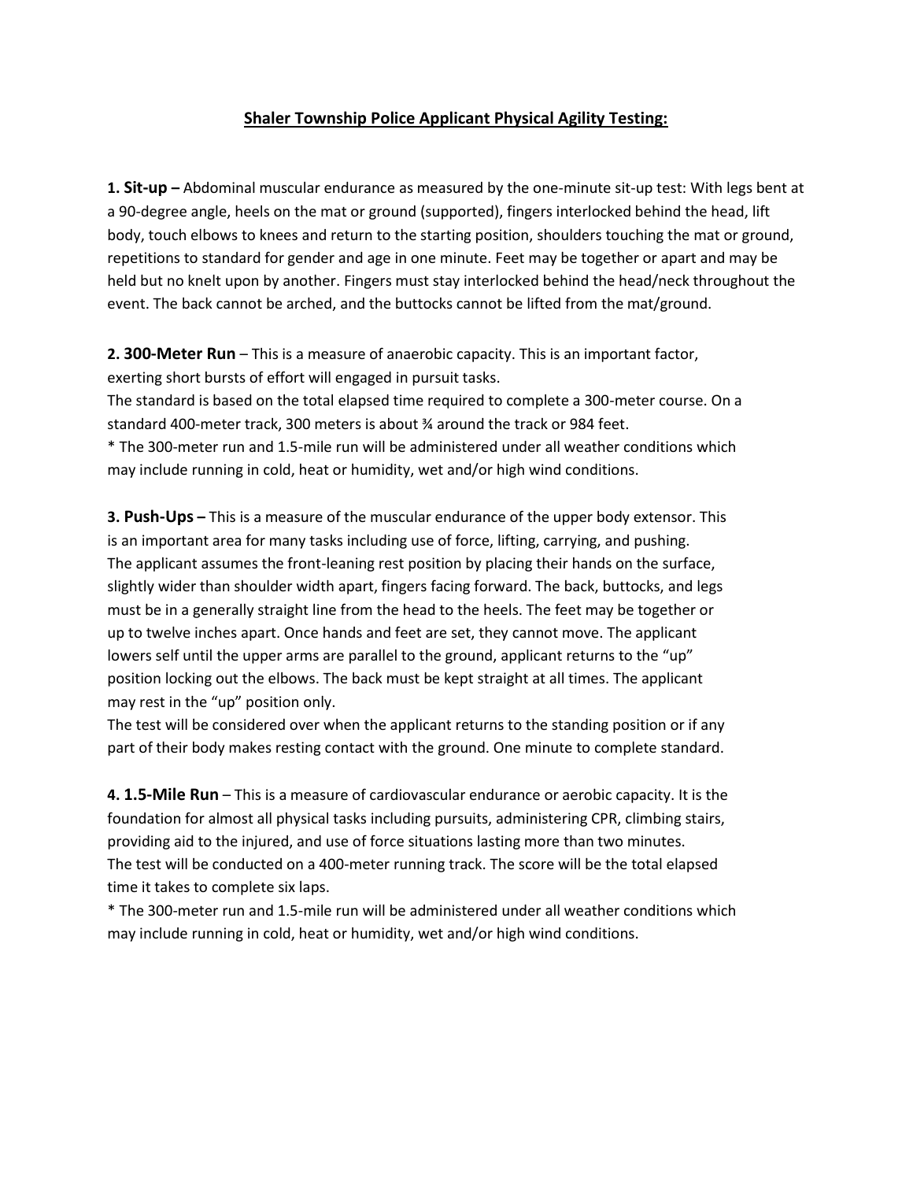**<u>Shaler Township Police Applicant Physical Agility Testing:</u>**

**1. Sit-up –** Abdominal muscular endurance as measured by the one-minute sit-up test: With legs bent at a 90-degree angle, heels on the mat or ground (supported), fingers interlocked behind the head, lift body, touch elbows to knees and return to the starting position, shoulders touching the mat or ground, repetitions to standard for gender and age in one minute. Feet may be together or apart and may be held but no knelt upon by another. Fingers must stay interlocked behind the head/neck throughout the event. The back cannot be arched, and the buttocks cannot be lifted from the mat/ground.

**2. 300-Meter Run** – This is a measure of anaerobic capacity. This is an important factor, exerting short bursts of effort will engaged in pursuit tasks.
The standard is based on the total elapsed time required to complete a 300-meter course. On a standard 400-meter track, 300 meters is about ¾ around the track or 984 feet.
* The 300-meter run and 1.5-mile run will be administered under all weather conditions which may include running in cold, heat or humidity, wet and/or high wind conditions.

**3. Push-Ups –** This is a measure of the muscular endurance of the upper body extensor. This is an important area for many tasks including use of force, lifting, carrying, and pushing.
The applicant assumes the front-leaning rest position by placing their hands on the surface, slightly wider than shoulder width apart, fingers facing forward. The back, buttocks, and legs must be in a generally straight line from the head to the heels. The feet may be together or up to twelve inches apart. Once hands and feet are set, they cannot move. The applicant lowers self until the upper arms are parallel to the ground, applicant returns to the "up" position locking out the elbows. The back must be kept straight at all times. The applicant may rest in the "up" position only.
The test will be considered over when the applicant returns to the standing position or if any part of their body makes resting contact with the ground. One minute to complete standard.

**4. 1.5-Mile Run** – This is a measure of cardiovascular endurance or aerobic capacity. It is the foundation for almost all physical tasks including pursuits, administering CPR, climbing stairs, providing aid to the injured, and use of force situations lasting more than two minutes.
The test will be conducted on a 400-meter running track. The score will be the total elapsed time it takes to complete six laps.
* The 300-meter run and 1.5-mile run will be administered under all weather conditions which may include running in cold, heat or humidity, wet and/or high wind conditions.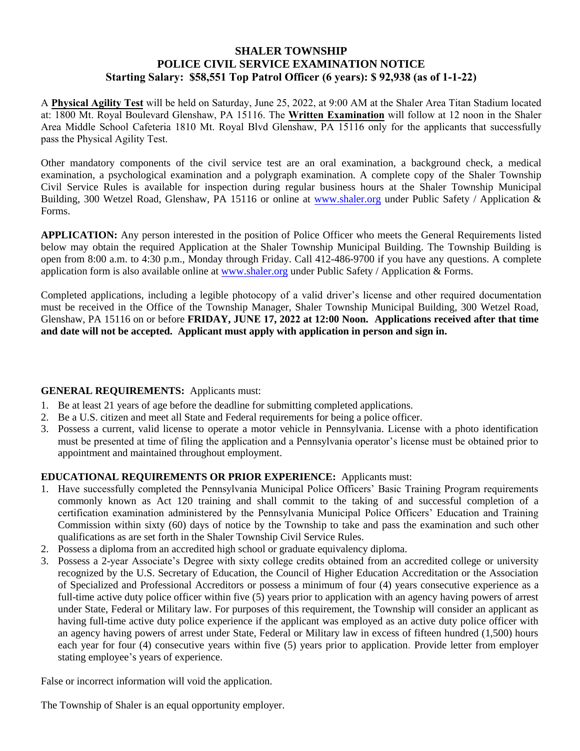# SHALER TOWNSHIP
## POLICE CIVIL SERVICE EXAMINATION NOTICE
### Starting Salary: $58,551 Top Patrol Officer (6 years): $ 92,938 (as of 1-1-22)

A **Physical Agility Test** will be held on Saturday, June 25, 2022, at 9:00 AM at the Shaler Area Titan Stadium located at: 1800 Mt. Royal Boulevard Glenshaw, PA 15116. The **Written Examination** will follow at 12 noon in the Shaler Area Middle School Cafeteria 1810 Mt. Royal Blvd Glenshaw, PA 15116 only for the applicants that successfully pass the Physical Agility Test.

Other mandatory components of the civil service test are an oral examination, a background check, a medical examination, a psychological examination and a polygraph examination. A complete copy of the Shaler Township Civil Service Rules is available for inspection during regular business hours at the Shaler Township Municipal Building, 300 Wetzel Road, Glenshaw, PA 15116 or online at www.shaler.org under Public Safety / Application & Forms.

**APPLICATION:** Any person interested in the position of Police Officer who meets the General Requirements listed below may obtain the required Application at the Shaler Township Municipal Building. The Township Building is open from 8:00 a.m. to 4:30 p.m., Monday through Friday. Call 412-486-9700 if you have any questions. A complete application form is also available online at www.shaler.org under Public Safety / Application & Forms.

Completed applications, including a legible photocopy of a valid driver's license and other required documentation must be received in the Office of the Township Manager, Shaler Township Municipal Building, 300 Wetzel Road, Glenshaw, PA 15116 on or before **FRIDAY, JUNE 17, 2022 at 12:00 Noon. Applications received after that time and date will not be accepted. Applicant must apply with application in person and sign in.**

**GENERAL REQUIREMENTS:** Applicants must:

1. Be at least 21 years of age before the deadline for submitting completed applications.
2. Be a U.S. citizen and meet all State and Federal requirements for being a police officer.
3. Possess a current, valid license to operate a motor vehicle in Pennsylvania. License with a photo identification must be presented at time of filing the application and a Pennsylvania operator's license must be obtained prior to appointment and maintained throughout employment.

**EDUCATIONAL REQUIREMENTS OR PRIOR EXPERIENCE:** Applicants must:

1. Have successfully completed the Pennsylvania Municipal Police Officers' Basic Training Program requirements commonly known as Act 120 training and shall commit to the taking of and successful completion of a certification examination administered by the Pennsylvania Municipal Police Officers' Education and Training Commission within sixty (60) days of notice by the Township to take and pass the examination and such other qualifications as are set forth in the Shaler Township Civil Service Rules.
2. Possess a diploma from an accredited high school or graduate equivalency diploma.
3. Possess a 2-year Associate's Degree with sixty college credits obtained from an accredited college or university recognized by the U.S. Secretary of Education, the Council of Higher Education Accreditation or the Association of Specialized and Professional Accreditors or possess a minimum of four (4) years consecutive experience as a full-time active duty police officer within five (5) years prior to application with an agency having powers of arrest under State, Federal or Military law. For purposes of this requirement, the Township will consider an applicant as having full-time active duty police experience if the applicant was employed as an active duty police officer with an agency having powers of arrest under State, Federal or Military law in excess of fifteen hundred (1,500) hours each year for four (4) consecutive years within five (5) years prior to application. Provide letter from employer stating employee's years of experience.

False or incorrect information will void the application.

The Township of Shaler is an equal opportunity employer.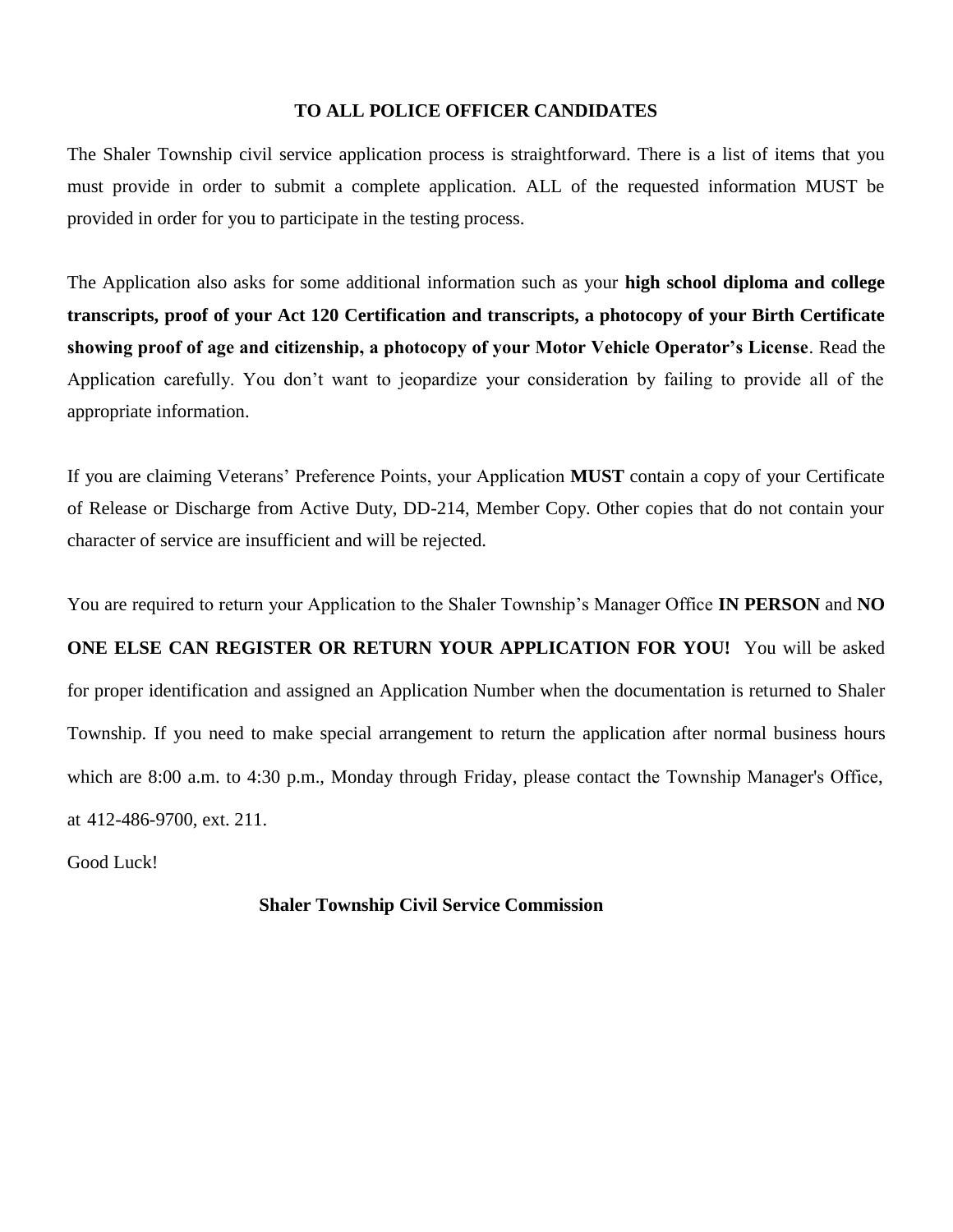## TO ALL POLICE OFFICER CANDIDATES

The Shaler Township civil service application process is straightforward. There is a list of items that you must provide in order to submit a complete application. ALL of the requested information MUST be provided in order for you to participate in the testing process.

The Application also asks for some additional information such as your **high school diploma and college transcripts, proof of your Act 120 Certification and transcripts, a photocopy of your Birth Certificate showing proof of age and citizenship, a photocopy of your Motor Vehicle Operator's License**. Read the Application carefully. You don't want to jeopardize your consideration by failing to provide all of the appropriate information.

If you are claiming Veterans' Preference Points, your Application **MUST** contain a copy of your Certificate of Release or Discharge from Active Duty, DD-214, Member Copy. Other copies that do not contain your character of service are insufficient and will be rejected.

You are required to return your Application to the Shaler Township's Manager Office **IN PERSON** and **NO ONE ELSE CAN REGISTER OR RETURN YOUR APPLICATION FOR YOU!** You will be asked for proper identification and assigned an Application Number when the documentation is returned to Shaler Township. If you need to make special arrangement to return the application after normal business hours which are 8:00 a.m. to 4:30 p.m., Monday through Friday, please contact the Township Manager's Office, at 412-486-9700, ext. 211.

Good Luck!

**Shaler Township Civil Service Commission**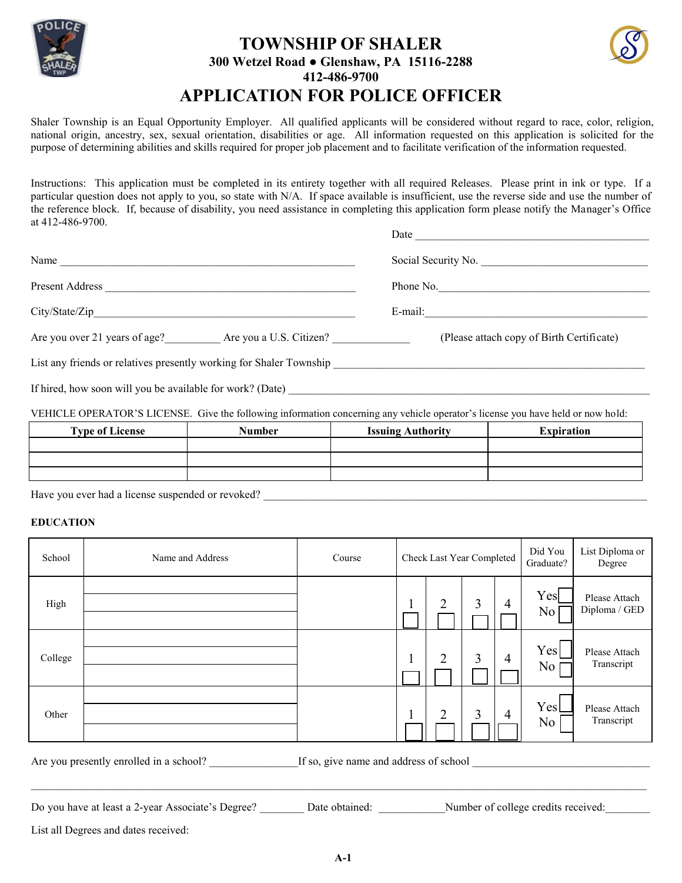# TOWNSHIP OF SHALER

**300 Wetzel Road ● Glenshaw, PA 15116-2288**

**412-486-9700**

# APPLICATION FOR POLICE OFFICER

Shaler Township is an Equal Opportunity Employer. All qualified applicants will be considered without regard to race, color, religion, national origin, ancestry, sex, sexual orientation, disabilities or age. All information requested on this application is solicited for the purpose of determining abilities and skills required for proper job placement and to facilitate verification of the information requested.

Instructions: This application must be completed in its entirety together with all required Releases. Please print in ink or type. If a particular question does not apply to you, so state with N/A. If space available is insufficient, use the reverse side and use the number of the reference block. If, because of disability, you need assistance in completing this application form please notify the Manager's Office at 412-486-9700.

Date ___________________________________________

Name ____________________________________________________ Social Security No. ______________________________

Present Address ______________________________________________ Phone No.________________________________________

City/State/Zip________________________________________________ E-mail:_________________________________________

Are you over 21 years of age?__________ Are you a U.S. Citizen? ______________ (Please attach copy of Birth Certificate)

List any friends or relatives presently working for Shaler Township ________________________________________________________

If hired, how soon will you be available for work? (Date) _______________________________________________________________

VEHICLE OPERATOR'S LICENSE. Give the following information concerning any vehicle operator's license you have held or now hold:

| Type of License | Number | Issuing Authority | Expiration |
|---|---|---|---|
| | | | |
| | | | |
| | | | |

Have you ever had a license suspended or revoked? ____________________________________________________________________

**EDUCATION**

| School | Name and Address | Course | Check Last Year Completed | Did You Graduate? | List Diploma or Degree |
|---|---|---|---|---|---|
| High | | | 1 ☐ 2 ☐ 3 ☐ 4 ☐ | Yes ☐ No ☐ | Please Attach Diploma / GED |
| College | | | 1 ☐ 2 ☐ 3 ☐ 4 ☐ | Yes ☐ No ☐ | Please Attach Transcript |
| Other | | | 1 ☐ 2 ☐ 3 ☐ 4 ☐ | Yes ☐ No ☐ | Please Attach Transcript |

Are you presently enrolled in a school? _______________If so, give name and address of school _______________________________

_____________________________________________________________________________________________________________

Do you have at least a 2-year Associate's Degree? ________ Date obtained: ____________Number of college credits received:________

List all Degrees and dates received:

A-1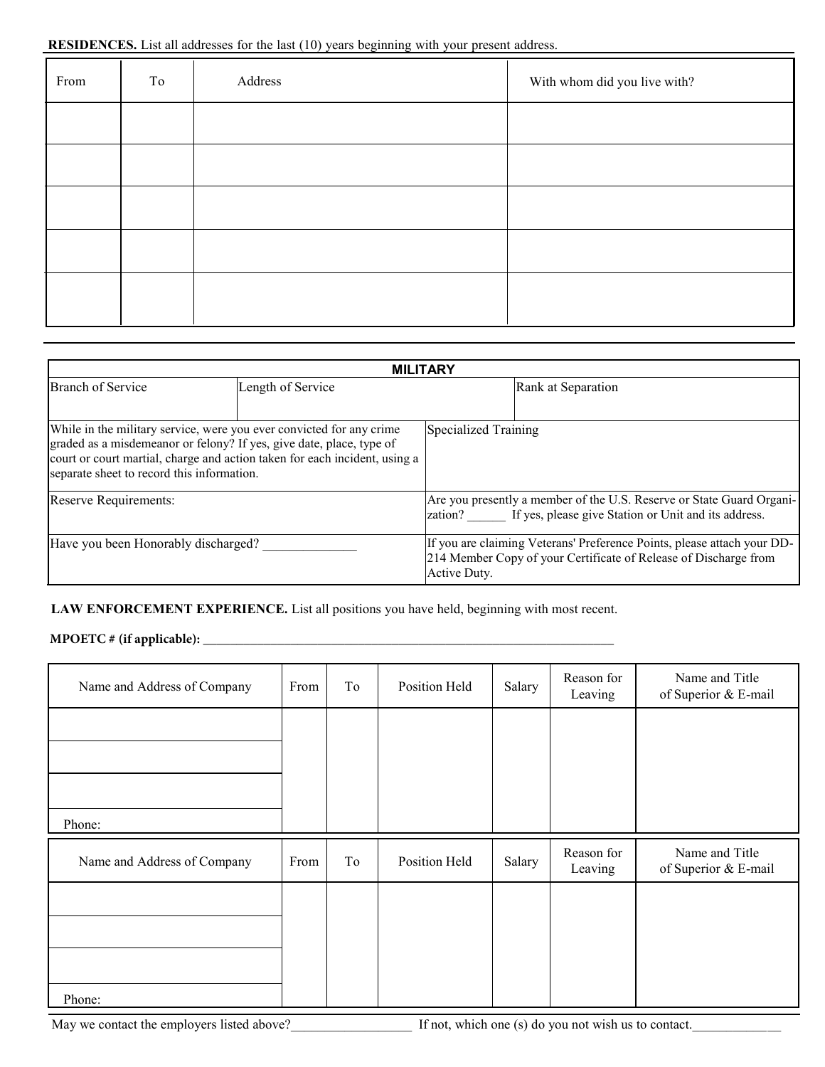**RESIDENCES.** List all addresses for the last (10) years beginning with your present address.

| From | To | Address | With whom did you live with? |
| --- | --- | --- | --- |
| | | | |
| | | | |
| | | | |
| | | | |
| | | | |

| **MILITARY** | | |
| --- | --- | --- |
| Branch of Service | Length of Service | Rank at Separation |
| While in the military service, were you ever convicted for any crime graded as a misdemeanor or felony? If yes, give date, place, type of court or court martial, charge and action taken for each incident, using a separate sheet to record this information. | Specialized Training | |
| Reserve Requirements: | Are you presently a member of the U.S. Reserve or State Guard Organization? ______ If yes, please give Station or Unit and its address. | |
| Have you been Honorably discharged? ______________ | If you are claiming Veterans' Preference Points, please attach your DD-214 Member Copy of your Certificate of Release of Discharge from Active Duty. | |

**LAW ENFORCEMENT EXPERIENCE.** List all positions you have held, beginning with most recent.

**MPOETC # (if applicable):** ___________________________________________________________________

| Name and Address of Company | From | To | Position Held | Salary | Reason for Leaving | Name and Title of Superior & E-mail |
| --- | --- | --- | --- | --- | --- | --- |
| | | | | | | |
| | | | | | | |
| | | | | | | |
| Phone: | | | | | | |

| Name and Address of Company | From | To | Position Held | Salary | Reason for Leaving | Name and Title of Superior & E-mail |
| --- | --- | --- | --- | --- | --- | --- |
| | | | | | | |
| | | | | | | |
| | | | | | | |
| Phone: | | | | | | |

May we contact the employers listed above?__________________ If not, which one (s) do you not wish us to contact._____________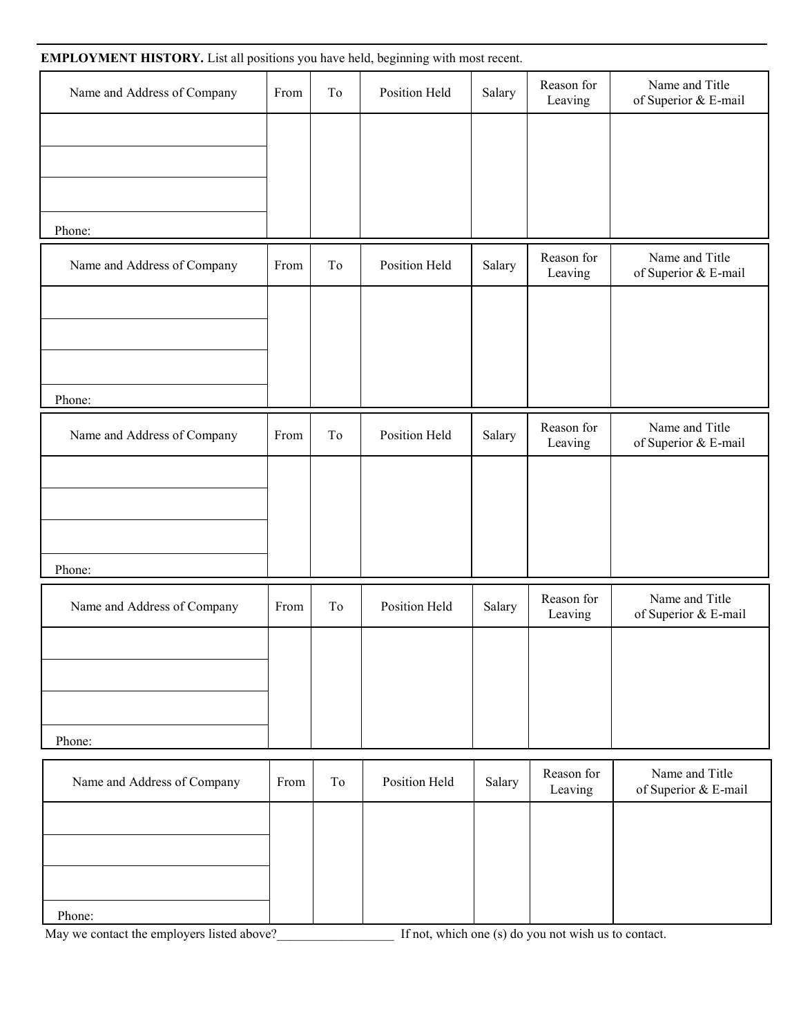**EMPLOYMENT HISTORY.** List all positions you have held, beginning with most recent.

| Name and Address of Company | From | To | Position Held | Salary | Reason for Leaving | Name and Title of Superior & E-mail |
|---|---|---|---|---|---|---|
| | | | | | | |
| | | | | | | |
| | | | | | | |
| Phone: | | | | | | |

| Name and Address of Company | From | To | Position Held | Salary | Reason for Leaving | Name and Title of Superior & E-mail |
|---|---|---|---|---|---|---|
| | | | | | | |
| | | | | | | |
| | | | | | | |
| Phone: | | | | | | |

| Name and Address of Company | From | To | Position Held | Salary | Reason for Leaving | Name and Title of Superior & E-mail |
|---|---|---|---|---|---|---|
| | | | | | | |
| | | | | | | |
| | | | | | | |
| Phone: | | | | | | |

| Name and Address of Company | From | To | Position Held | Salary | Reason for Leaving | Name and Title of Superior & E-mail |
|---|---|---|---|---|---|---|
| | | | | | | |
| | | | | | | |
| | | | | | | |
| Phone: | | | | | | |

| Name and Address of Company | From | To | Position Held | Salary | Reason for Leaving | Name and Title of Superior & E-mail |
|---|---|---|---|---|---|---|
| | | | | | | |
| | | | | | | |
| | | | | | | |
| Phone: | | | | | | |

May we contact the employers listed above?__________________ If not, which one (s) do you not wish us to contact.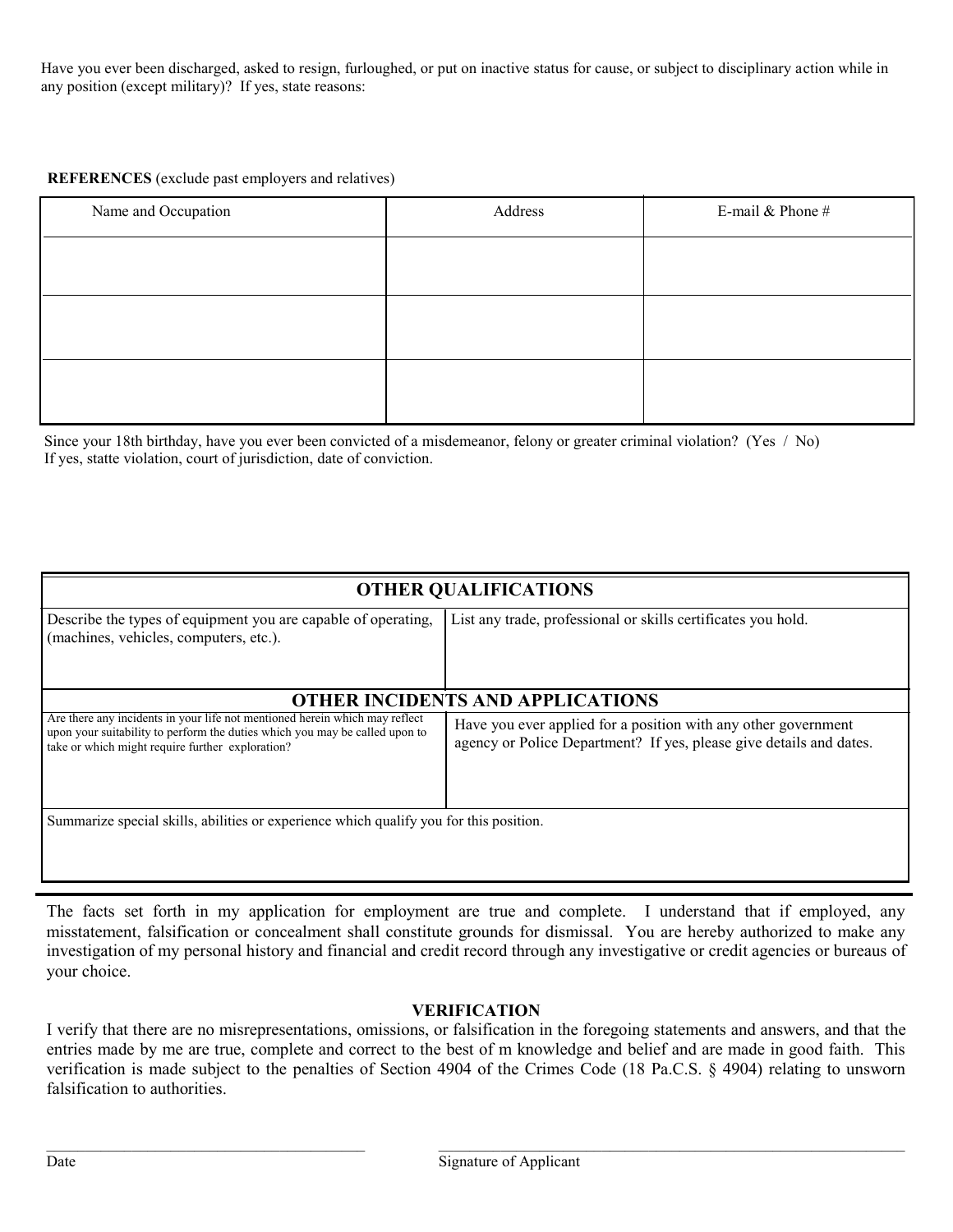Have you ever been discharged, asked to resign, furloughed, or put on inactive status for cause, or subject to disciplinary action while in any position (except military)? If yes, state reasons:

**REFERENCES** (exclude past employers and relatives)

| Name and Occupation | Address | E-mail & Phone # |
|---|---|---|
| | | |
| | | |
| | | |

Since your 18th birthday, have you ever been convicted of a misdemeanor, felony or greater criminal violation? (Yes / No)
If yes, statte violation, court of jurisdiction, date of conviction.

| **OTHER QUALIFICATIONS** | |
|---|---|
| Describe the types of equipment you are capable of operating, (machines, vehicles, computers, etc.). | List any trade, professional or skills certificates you hold. |
| **OTHER INCIDENTS AND APPLICATIONS** | |
| Are there any incidents in your life not mentioned herein which may reflect upon your suitability to perform the duties which you may be called upon to take or which might require further exploration? | Have you ever applied for a position with any other government agency or Police Department? If yes, please give details and dates. |
| Summarize special skills, abilities or experience which qualify you for this position. | |

The facts set forth in my application for employment are true and complete. I understand that if employed, any misstatement, falsification or concealment shall constitute grounds for dismissal. You are hereby authorized to make any investigation of my personal history and financial and credit record through any investigative or credit agencies or bureaus of your choice.

**VERIFICATION**

I verify that there are no misrepresentations, omissions, or falsification in the foregoing statements and answers, and that the entries made by me are true, complete and correct to the best of m knowledge and belief and are made in good faith. This verification is made subject to the penalties of Section 4904 of the Crimes Code (18 Pa.C.S. § 4904) relating to unsworn falsification to authorities.

_______________________________ Date

_______________________________ Signature of Applicant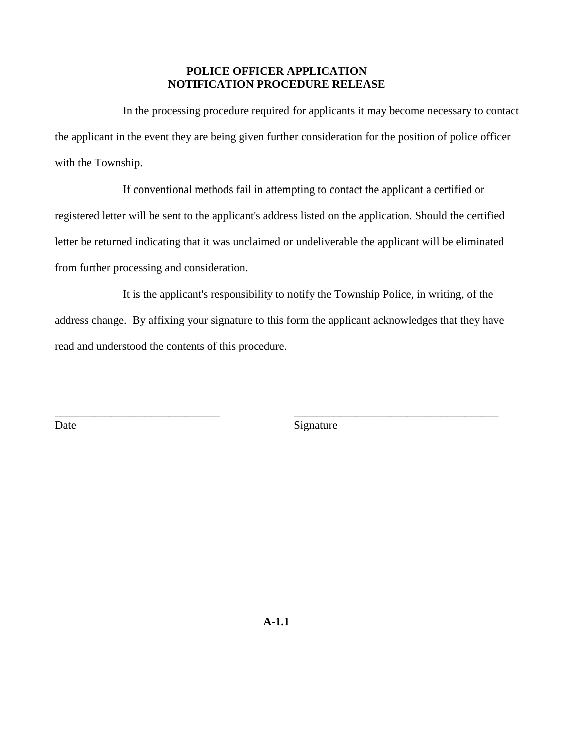# POLICE OFFICER APPLICATION
# NOTIFICATION PROCEDURE RELEASE

In the processing procedure required for applicants it may become necessary to contact the applicant in the event they are being given further consideration for the position of police officer with the Township.

If conventional methods fail in attempting to contact the applicant a certified or registered letter will be sent to the applicant's address listed on the application. Should the certified letter be returned indicating that it was unclaimed or undeliverable the applicant will be eliminated from further processing and consideration.

It is the applicant's responsibility to notify the Township Police, in writing, of the address change. By affixing your signature to this form the applicant acknowledges that they have read and understood the contents of this procedure.

_____________________________ &nbsp;&nbsp;&nbsp;&nbsp;&nbsp;&nbsp;&nbsp;&nbsp; _____________________________________

Date &nbsp;&nbsp;&nbsp;&nbsp;&nbsp;&nbsp;&nbsp;&nbsp;&nbsp;&nbsp;&nbsp;&nbsp;&nbsp;&nbsp;&nbsp;&nbsp;&nbsp;&nbsp;&nbsp;&nbsp;&nbsp;&nbsp;&nbsp;&nbsp;&nbsp;&nbsp;&nbsp;&nbsp;&nbsp;&nbsp;&nbsp;&nbsp;&nbsp;&nbsp;&nbsp;&nbsp;&nbsp;&nbsp;&nbsp;&nbsp; Signature

**A-1.1**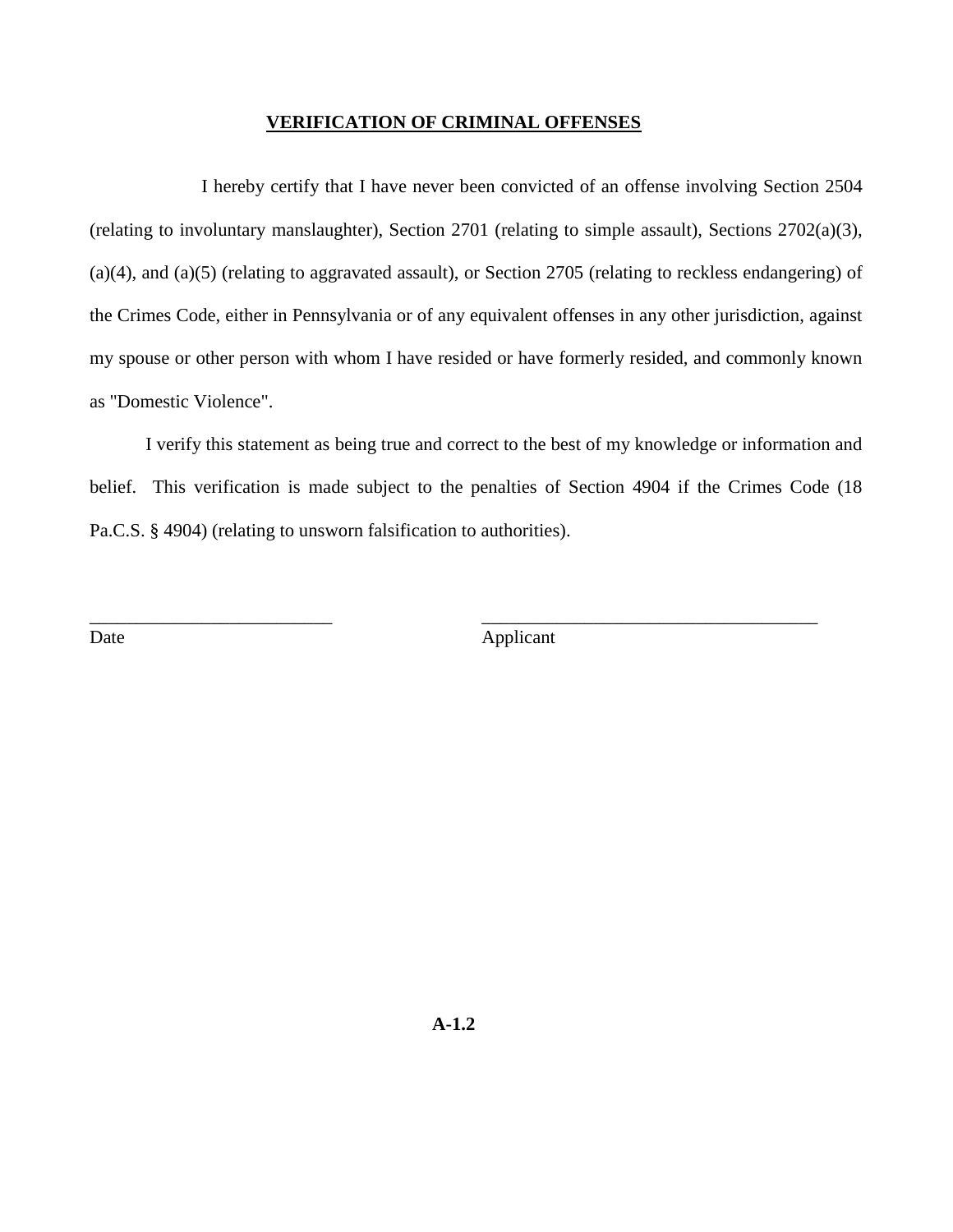## VERIFICATION OF CRIMINAL OFFENSES

I hereby certify that I have never been convicted of an offense involving Section 2504 (relating to involuntary manslaughter), Section 2701 (relating to simple assault), Sections 2702(a)(3), (a)(4), and (a)(5) (relating to aggravated assault), or Section 2705 (relating to reckless endangering) of the Crimes Code, either in Pennsylvania or of any equivalent offenses in any other jurisdiction, against my spouse or other person with whom I have resided or have formerly resided, and commonly known as "Domestic Violence".

I verify this statement as being true and correct to the best of my knowledge or information and belief. This verification is made subject to the penalties of Section 4904 if the Crimes Code (18 Pa.C.S. § 4904) (relating to unsworn falsification to authorities).

| ___________________________ | _______________________________________ |
|---|---|
| Date | Applicant |

**A-1.2**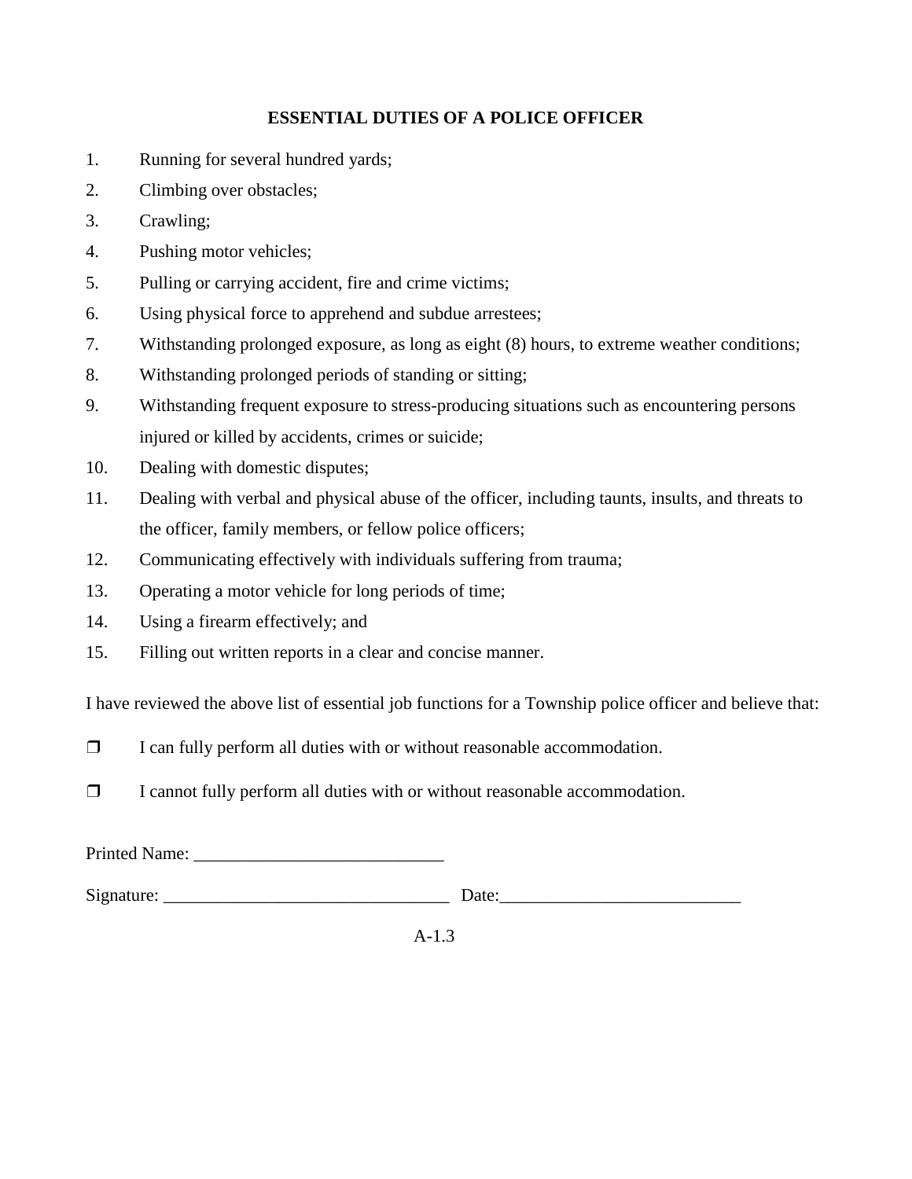## ESSENTIAL DUTIES OF A POLICE OFFICER

1. Running for several hundred yards;
2. Climbing over obstacles;
3. Crawling;
4. Pushing motor vehicles;
5. Pulling or carrying accident, fire and crime victims;
6. Using physical force to apprehend and subdue arrestees;
7. Withstanding prolonged exposure, as long as eight (8) hours, to extreme weather conditions;
8. Withstanding prolonged periods of standing or sitting;
9. Withstanding frequent exposure to stress-producing situations such as encountering persons injured or killed by accidents, crimes or suicide;
10. Dealing with domestic disputes;
11. Dealing with verbal and physical abuse of the officer, including taunts, insults, and threats to the officer, family members, or fellow police officers;
12. Communicating effectively with individuals suffering from trauma;
13. Operating a motor vehicle for long periods of time;
14. Using a firearm effectively; and
15. Filling out written reports in a clear and concise manner.

I have reviewed the above list of essential job functions for a Township police officer and believe that:

❒ I can fully perform all duties with or without reasonable accommodation.

❒ I cannot fully perform all duties with or without reasonable accommodation.

Printed Name: ____________________________

Signature: ________________________________ Date:___________________________

A-1.3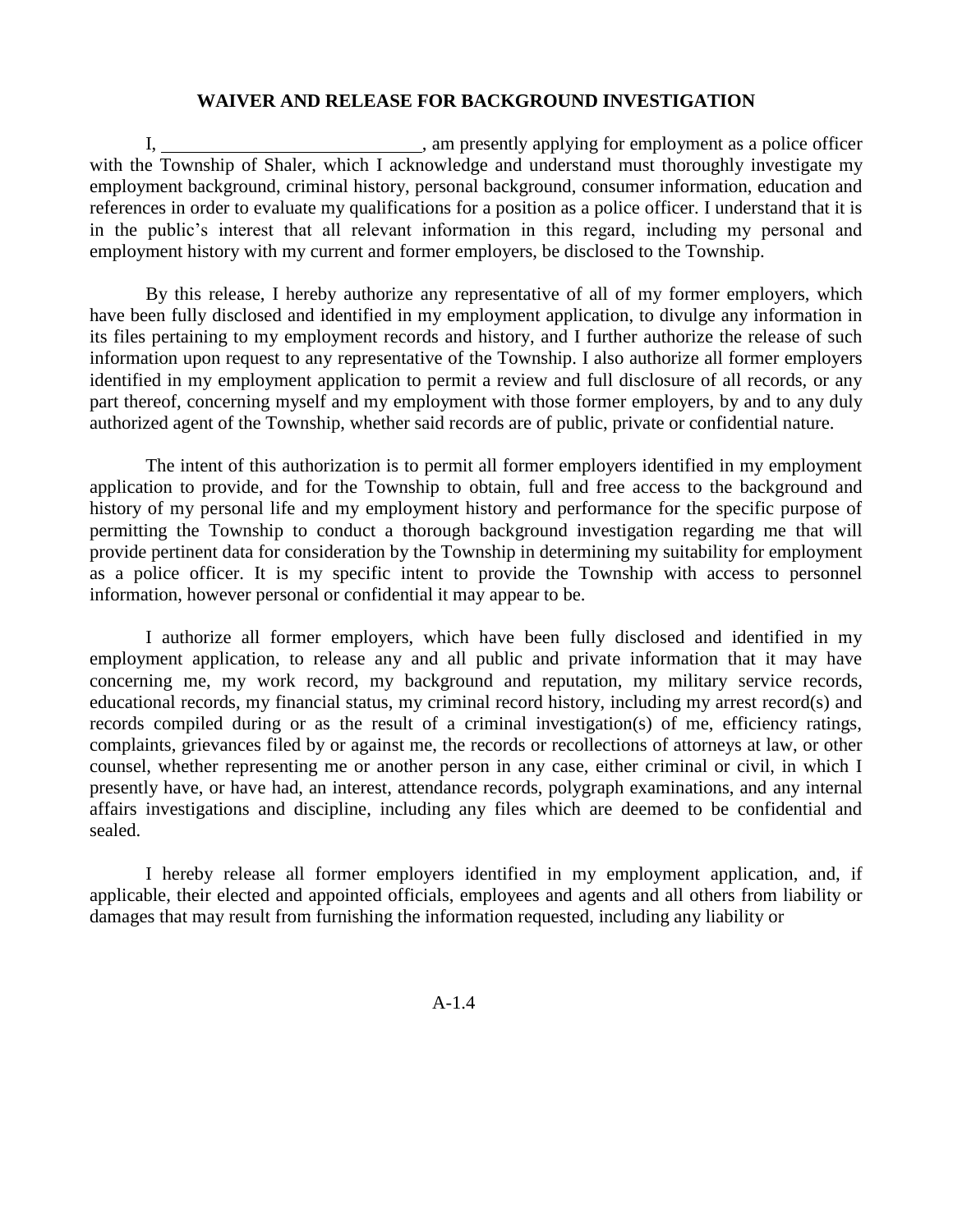## WAIVER AND RELEASE FOR BACKGROUND INVESTIGATION

I, ____________________________, am presently applying for employment as a police officer with the Township of Shaler, which I acknowledge and understand must thoroughly investigate my employment background, criminal history, personal background, consumer information, education and references in order to evaluate my qualifications for a position as a police officer. I understand that it is in the public's interest that all relevant information in this regard, including my personal and employment history with my current and former employers, be disclosed to the Township.

By this release, I hereby authorize any representative of all of my former employers, which have been fully disclosed and identified in my employment application, to divulge any information in its files pertaining to my employment records and history, and I further authorize the release of such information upon request to any representative of the Township. I also authorize all former employers identified in my employment application to permit a review and full disclosure of all records, or any part thereof, concerning myself and my employment with those former employers, by and to any duly authorized agent of the Township, whether said records are of public, private or confidential nature.

The intent of this authorization is to permit all former employers identified in my employment application to provide, and for the Township to obtain, full and free access to the background and history of my personal life and my employment history and performance for the specific purpose of permitting the Township to conduct a thorough background investigation regarding me that will provide pertinent data for consideration by the Township in determining my suitability for employment as a police officer. It is my specific intent to provide the Township with access to personnel information, however personal or confidential it may appear to be.

I authorize all former employers, which have been fully disclosed and identified in my employment application, to release any and all public and private information that it may have concerning me, my work record, my background and reputation, my military service records, educational records, my financial status, my criminal record history, including my arrest record(s) and records compiled during or as the result of a criminal investigation(s) of me, efficiency ratings, complaints, grievances filed by or against me, the records or recollections of attorneys at law, or other counsel, whether representing me or another person in any case, either criminal or civil, in which I presently have, or have had, an interest, attendance records, polygraph examinations, and any internal affairs investigations and discipline, including any files which are deemed to be confidential and sealed.

I hereby release all former employers identified in my employment application, and, if applicable, their elected and appointed officials, employees and agents and all others from liability or damages that may result from furnishing the information requested, including any liability or

A-1.4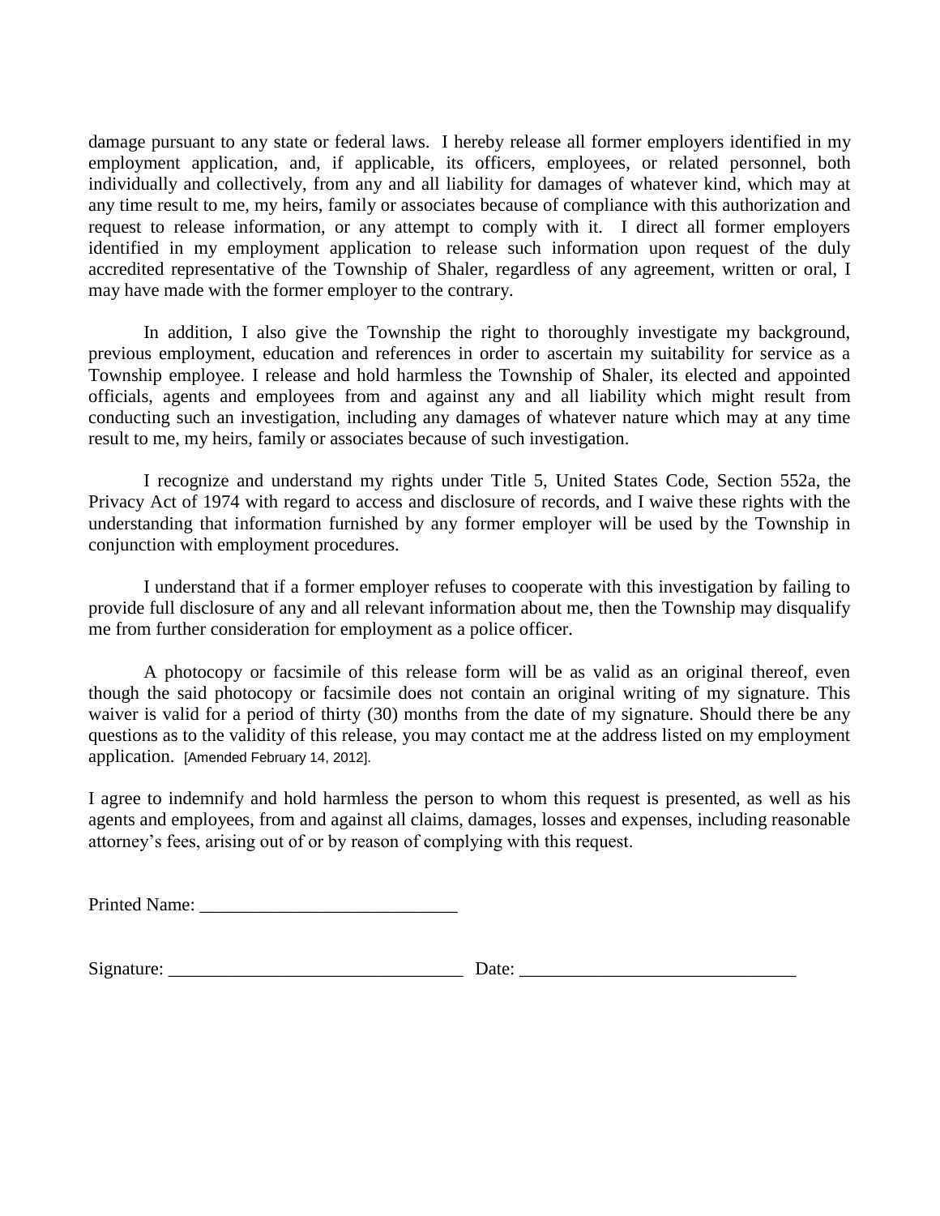damage pursuant to any state or federal laws. I hereby release all former employers identified in my employment application, and, if applicable, its officers, employees, or related personnel, both individually and collectively, from any and all liability for damages of whatever kind, which may at any time result to me, my heirs, family or associates because of compliance with this authorization and request to release information, or any attempt to comply with it. I direct all former employers identified in my employment application to release such information upon request of the duly accredited representative of the Township of Shaler, regardless of any agreement, written or oral, I may have made with the former employer to the contrary.

In addition, I also give the Township the right to thoroughly investigate my background, previous employment, education and references in order to ascertain my suitability for service as a Township employee. I release and hold harmless the Township of Shaler, its elected and appointed officials, agents and employees from and against any and all liability which might result from conducting such an investigation, including any damages of whatever nature which may at any time result to me, my heirs, family or associates because of such investigation.

I recognize and understand my rights under Title 5, United States Code, Section 552a, the Privacy Act of 1974 with regard to access and disclosure of records, and I waive these rights with the understanding that information furnished by any former employer will be used by the Township in conjunction with employment procedures.

I understand that if a former employer refuses to cooperate with this investigation by failing to provide full disclosure of any and all relevant information about me, then the Township may disqualify me from further consideration for employment as a police officer.

A photocopy or facsimile of this release form will be as valid as an original thereof, even though the said photocopy or facsimile does not contain an original writing of my signature. This waiver is valid for a period of thirty (30) months from the date of my signature. Should there be any questions as to the validity of this release, you may contact me at the address listed on my employment application. [Amended February 14, 2012].

I agree to indemnify and hold harmless the person to whom this request is presented, as well as his agents and employees, from and against all claims, damages, losses and expenses, including reasonable attorney's fees, arising out of or by reason of complying with this request.

Printed Name: ____________________________

Signature: ________________________________ Date: ______________________________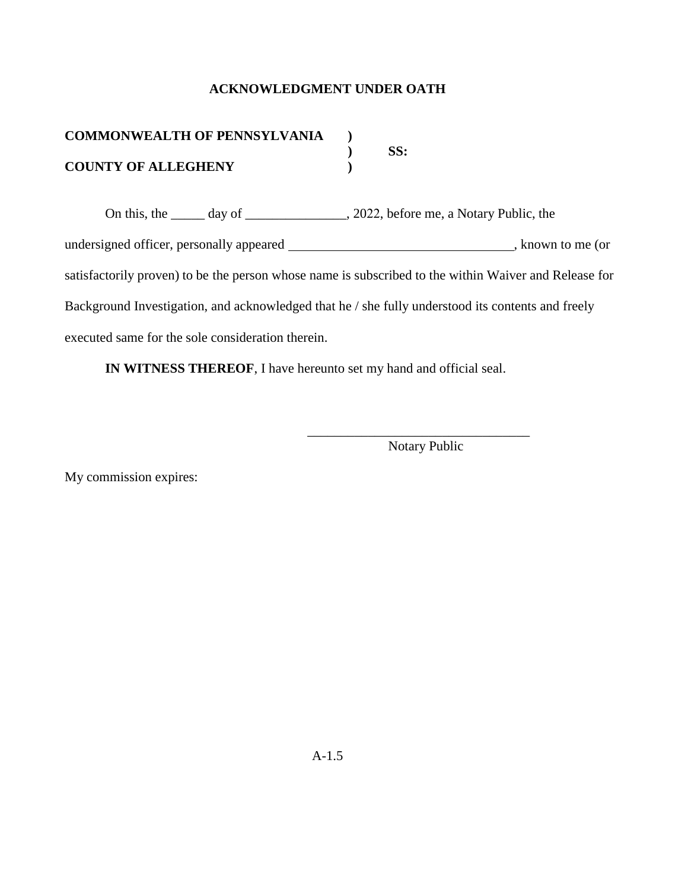# ACKNOWLEDGMENT UNDER OATH

**COMMONWEALTH OF PENNSYLVANIA )**
**) SS:**
**COUNTY OF ALLEGHENY )**

On this, the _____ day of _______________, 2022, before me, a Notary Public, the undersigned officer, personally appeared __________________________________, known to me (or satisfactorily proven) to be the person whose name is subscribed to the within Waiver and Release for Background Investigation, and acknowledged that he / she fully understood its contents and freely executed same for the sole consideration therein.

**IN WITNESS THEREOF**, I have hereunto set my hand and official seal.

__________________________________
Notary Public

My commission expires:

A-1.5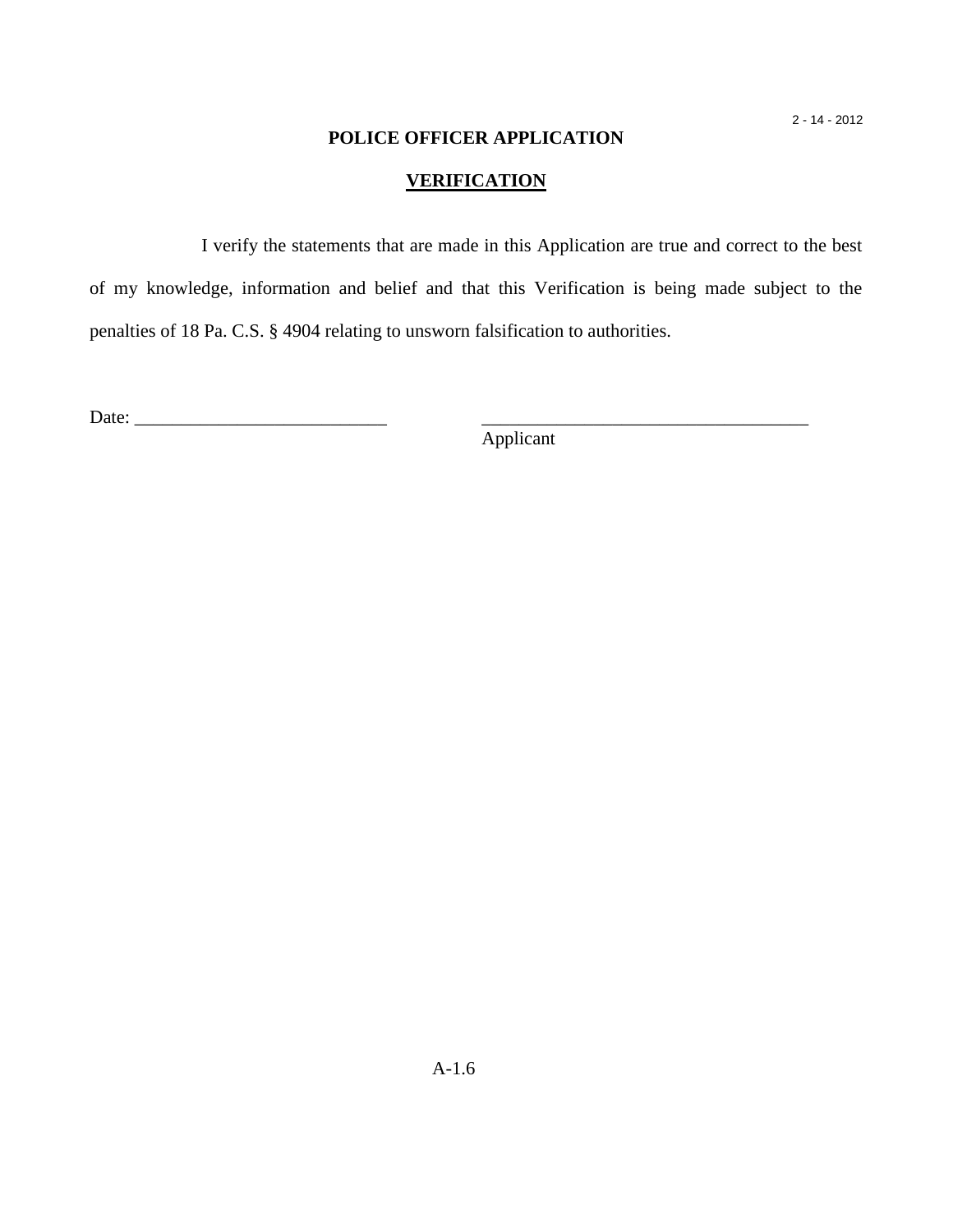2 - 14 - 2012

# POLICE OFFICER APPLICATION

## VERIFICATION

I verify the statements that are made in this Application are true and correct to the best of my knowledge, information and belief and that this Verification is being made subject to the penalties of 18 Pa. C.S. § 4904 relating to unsworn falsification to authorities.

Date: ___________________________ ___________________________________

Applicant

A-1.6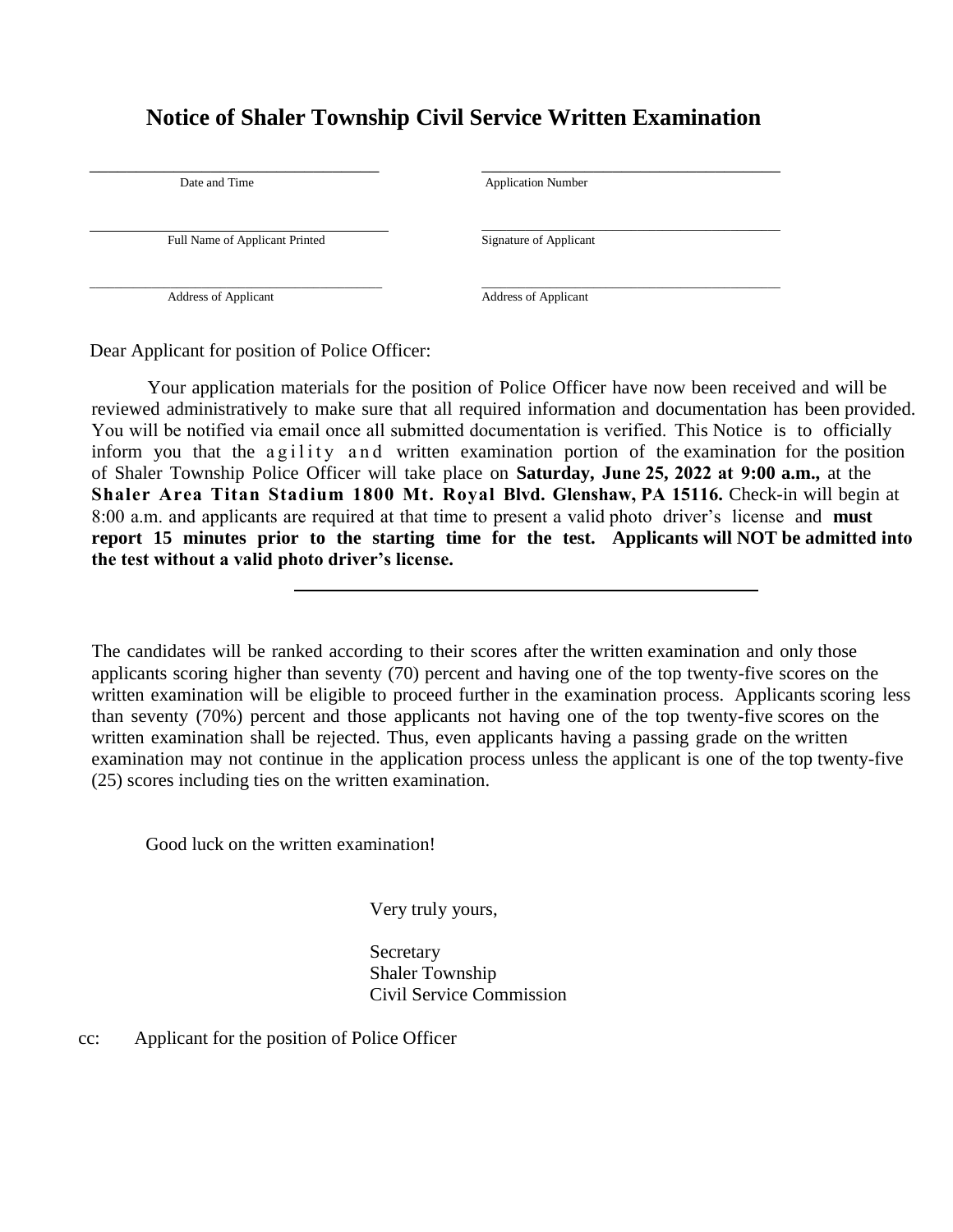# Notice of Shaler Township Civil Service Written Examination

| | |
|---|---|
| ______________________ | ______________________ |
| Date and Time | Application Number |
| ______________________ | ______________________ |
| Full Name of Applicant Printed | Signature of Applicant |
| ______________________ | ______________________ |
| Address of Applicant | Address of Applicant |

Dear Applicant for position of Police Officer:

Your application materials for the position of Police Officer have now been received and will be reviewed administratively to make sure that all required information and documentation has been provided. You will be notified via email once all submitted documentation is verified. This Notice is to officially inform you that the agility and written examination portion of the examination for the position of Shaler Township Police Officer will take place on **Saturday, June 25, 2022 at 9:00 a.m.,** at the **Shaler Area Titan Stadium 1800 Mt. Royal Blvd. Glenshaw, PA 15116.** Check-in will begin at 8:00 a.m. and applicants are required at that time to present a valid photo driver's license and **must report 15 minutes prior to the starting time for the test. Applicants will NOT be admitted into the test without a valid photo driver's license.**

---

The candidates will be ranked according to their scores after the written examination and only those applicants scoring higher than seventy (70) percent and having one of the top twenty-five scores on the written examination will be eligible to proceed further in the examination process. Applicants scoring less than seventy (70%) percent and those applicants not having one of the top twenty-five scores on the written examination shall be rejected. Thus, even applicants having a passing grade on the written examination may not continue in the application process unless the applicant is one of the top twenty-five (25) scores including ties on the written examination.

Good luck on the written examination!

Very truly yours,

Secretary
Shaler Township
Civil Service Commission

cc: Applicant for the position of Police Officer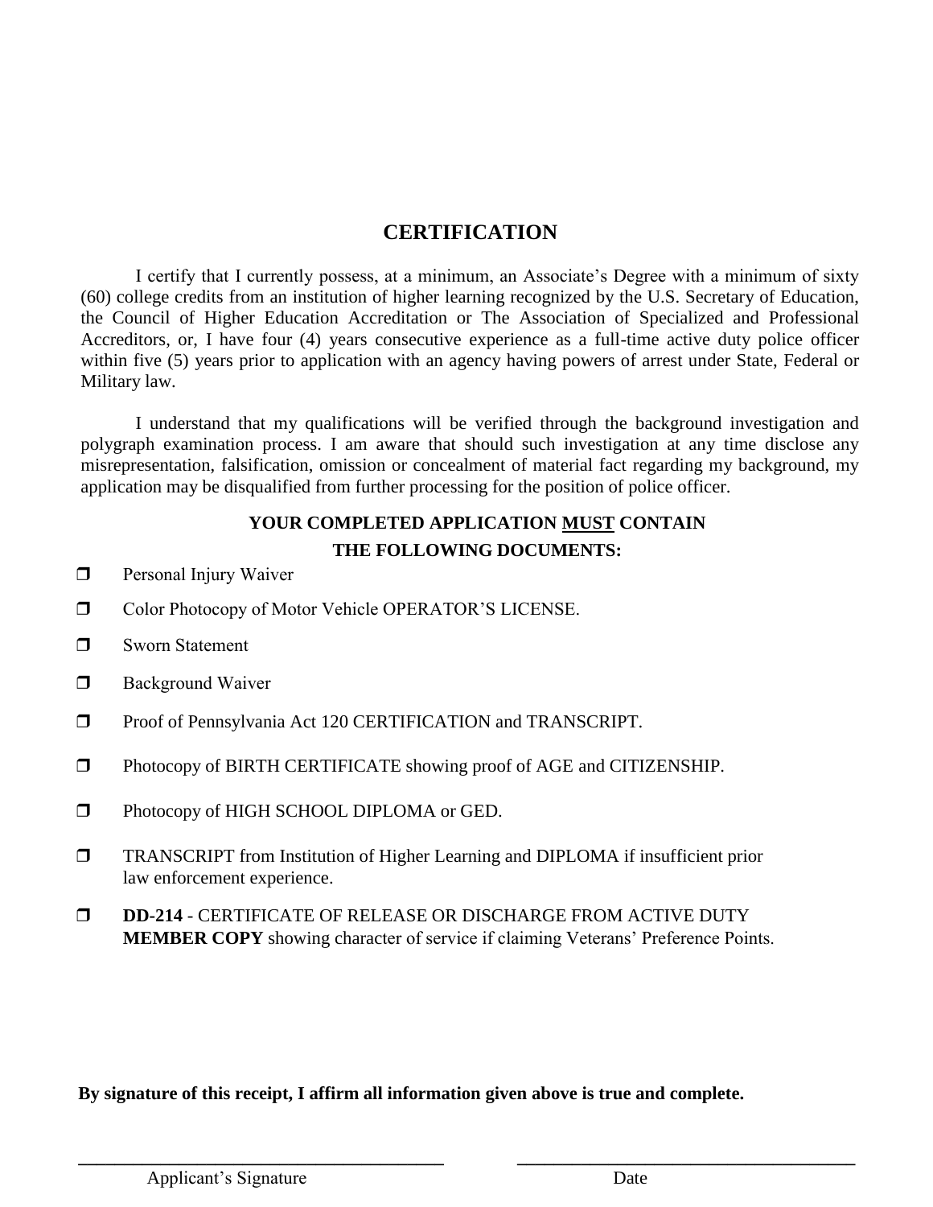# CERTIFICATION

I certify that I currently possess, at a minimum, an Associate's Degree with a minimum of sixty (60) college credits from an institution of higher learning recognized by the U.S. Secretary of Education, the Council of Higher Education Accreditation or The Association of Specialized and Professional Accreditors, or, I have four (4) years consecutive experience as a full-time active duty police officer within five (5) years prior to application with an agency having powers of arrest under State, Federal or Military law.

I understand that my qualifications will be verified through the background investigation and polygraph examination process. I am aware that should such investigation at any time disclose any misrepresentation, falsification, omission or concealment of material fact regarding my background, my application may be disqualified from further processing for the position of police officer.

**YOUR COMPLETED APPLICATION <u>MUST</u> CONTAIN THE FOLLOWING DOCUMENTS:**

- ☐ Personal Injury Waiver
- ☐ Color Photocopy of Motor Vehicle OPERATOR'S LICENSE.
- ☐ Sworn Statement
- ☐ Background Waiver
- ☐ Proof of Pennsylvania Act 120 CERTIFICATION and TRANSCRIPT.
- ☐ Photocopy of BIRTH CERTIFICATE showing proof of AGE and CITIZENSHIP.
- ☐ Photocopy of HIGH SCHOOL DIPLOMA or GED.
- ☐ TRANSCRIPT from Institution of Higher Learning and DIPLOMA if insufficient prior law enforcement experience.
- ☐ **DD-214** - CERTIFICATE OF RELEASE OR DISCHARGE FROM ACTIVE DUTY **MEMBER COPY** showing character of service if claiming Veterans' Preference Points.

**By signature of this receipt, I affirm all information given above is true and complete.**

\_\_\_\_\_\_\_\_\_\_\_\_\_\_\_\_\_\_\_\_\_\_\_\_\_\_\_\_\_\_\_\_\_\_\_\_ \_\_\_\_\_\_\_\_\_\_\_\_\_\_\_\_\_\_\_\_\_\_\_\_\_\_\_\_\_\_\_\_\_\_\_\_

Applicant's Signature Date